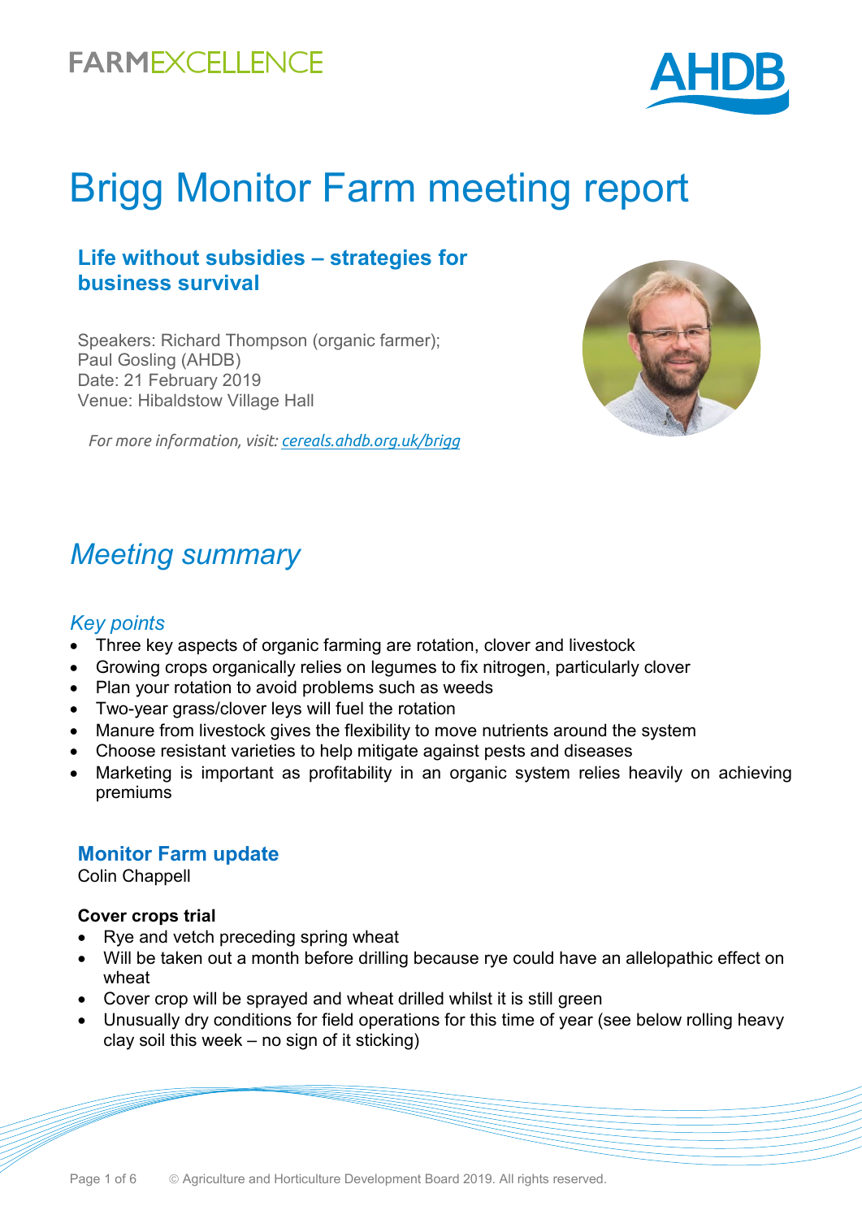# Brigg Monitor Farm meeting report

## Life without subsidies – strategies for business survival

Speakers: Richard Thompson (organic farmer); Paul Gosling (AHDB)
Date: 21 February 2019
Venue: Hibaldstow Village Hall

*For more information, visit: [cereals.ahdb.org.uk/brigg](cereals.ahdb.org.uk/brigg)*

## *Meeting summary*

### *Key points*

- Three key aspects of organic farming are rotation, clover and livestock
- Growing crops organically relies on legumes to fix nitrogen, particularly clover
- Plan your rotation to avoid problems such as weeds
- Two-year grass/clover leys will fuel the rotation
- Manure from livestock gives the flexibility to move nutrients around the system
- Choose resistant varieties to help mitigate against pests and diseases
- Marketing is important as profitability in an organic system relies heavily on achieving premiums

### Monitor Farm update

Colin Chappell

**Cover crops trial**

- Rye and vetch preceding spring wheat
- Will be taken out a month before drilling because rye could have an allelopathic effect on wheat
- Cover crop will be sprayed and wheat drilled whilst it is still green
- Unusually dry conditions for field operations for this time of year (see below rolling heavy clay soil this week – no sign of it sticking)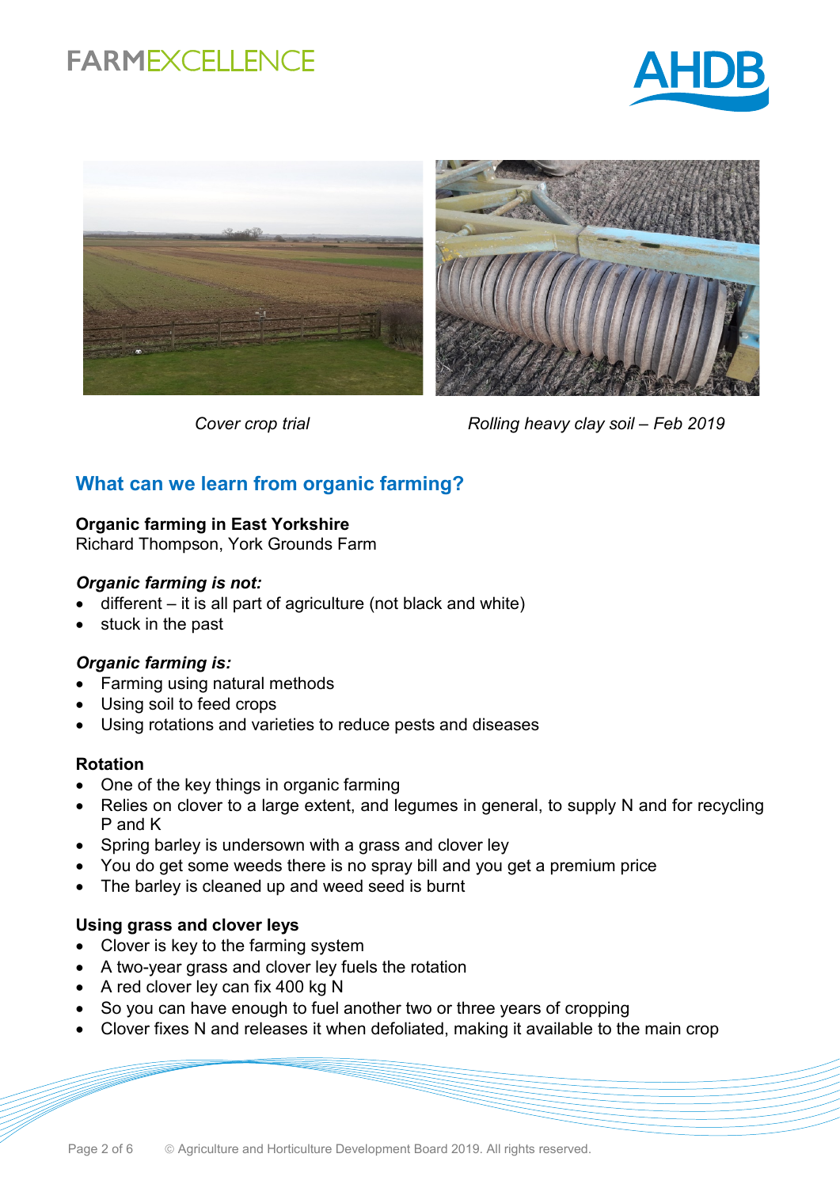Cover crop trial

Rolling heavy clay soil – Feb 2019

## What can we learn from organic farming?

**Organic farming in East Yorkshire**
Richard Thompson, York Grounds Farm

***Organic farming is not:***

- different – it is all part of agriculture (not black and white)
- stuck in the past

***Organic farming is:***

- Farming using natural methods
- Using soil to feed crops
- Using rotations and varieties to reduce pests and diseases

**Rotation**

- One of the key things in organic farming
- Relies on clover to a large extent, and legumes in general, to supply N and for recycling P and K
- Spring barley is undersown with a grass and clover ley
- You do get some weeds there is no spray bill and you get a premium price
- The barley is cleaned up and weed seed is burnt

**Using grass and clover leys**

- Clover is key to the farming system
- A two-year grass and clover ley fuels the rotation
- A red clover ley can fix 400 kg N
- So you can have enough to fuel another two or three years of cropping
- Clover fixes N and releases it when defoliated, making it available to the main crop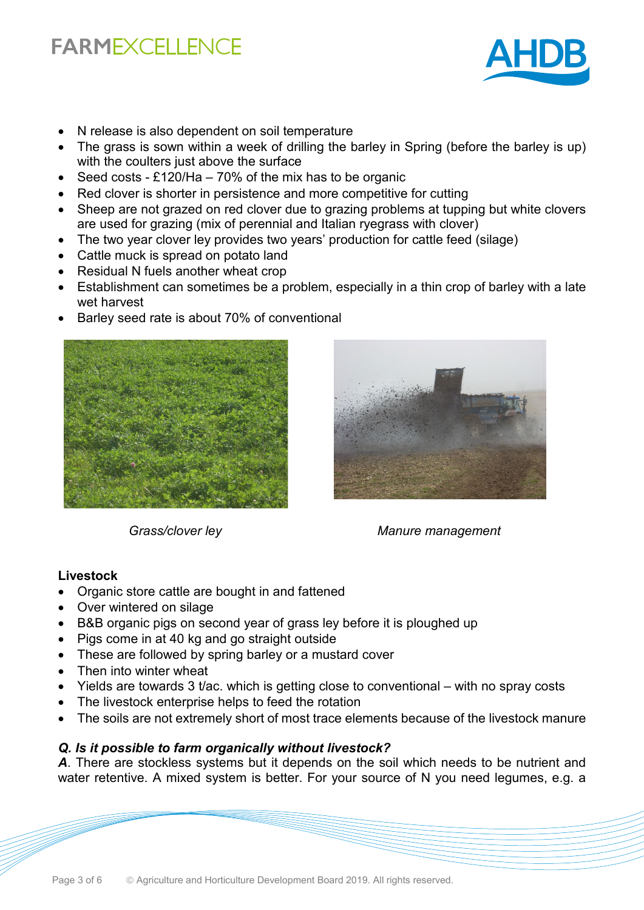- N release is also dependent on soil temperature
- The grass is sown within a week of drilling the barley in Spring (before the barley is up) with the coulters just above the surface
- Seed costs - £120/Ha – 70% of the mix has to be organic
- Red clover is shorter in persistence and more competitive for cutting
- Sheep are not grazed on red clover due to grazing problems at tupping but white clovers are used for grazing (mix of perennial and Italian ryegrass with clover)
- The two year clover ley provides two years' production for cattle feed (silage)
- Cattle muck is spread on potato land
- Residual N fuels another wheat crop
- Establishment can sometimes be a problem, especially in a thin crop of barley with a late wet harvest
- Barley seed rate is about 70% of conventional

*Grass/clover ley*

*Manure management*

**Livestock**

- Organic store cattle are bought in and fattened
- Over wintered on silage
- B&B organic pigs on second year of grass ley before it is ploughed up
- Pigs come in at 40 kg and go straight outside
- These are followed by spring barley or a mustard cover
- Then into winter wheat
- Yields are towards 3 t/ac. which is getting close to conventional – with no spray costs
- The livestock enterprise helps to feed the rotation
- The soils are not extremely short of most trace elements because of the livestock manure

***Q. Is it possible to farm organically without livestock?***

***A***. There are stockless systems but it depends on the soil which needs to be nutrient and water retentive. A mixed system is better. For your source of N you need legumes, e.g. a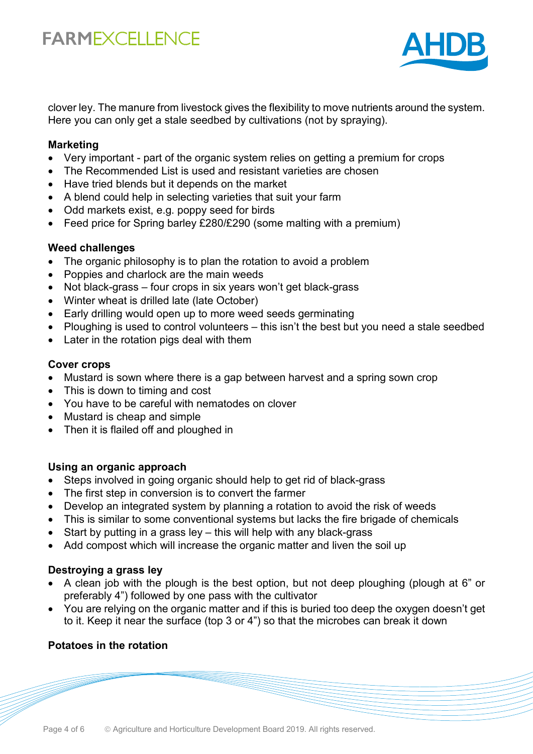clover ley. The manure from livestock gives the flexibility to move nutrients around the system. Here you can only get a stale seedbed by cultivations (not by spraying).

**Marketing**

- Very important - part of the organic system relies on getting a premium for crops
- The Recommended List is used and resistant varieties are chosen
- Have tried blends but it depends on the market
- A blend could help in selecting varieties that suit your farm
- Odd markets exist, e.g. poppy seed for birds
- Feed price for Spring barley £280/£290 (some malting with a premium)

**Weed challenges**

- The organic philosophy is to plan the rotation to avoid a problem
- Poppies and charlock are the main weeds
- Not black-grass – four crops in six years won't get black-grass
- Winter wheat is drilled late (late October)
- Early drilling would open up to more weed seeds germinating
- Ploughing is used to control volunteers – this isn't the best but you need a stale seedbed
- Later in the rotation pigs deal with them

**Cover crops**

- Mustard is sown where there is a gap between harvest and a spring sown crop
- This is down to timing and cost
- You have to be careful with nematodes on clover
- Mustard is cheap and simple
- Then it is flailed off and ploughed in

**Using an organic approach**

- Steps involved in going organic should help to get rid of black-grass
- The first step in conversion is to convert the farmer
- Develop an integrated system by planning a rotation to avoid the risk of weeds
- This is similar to some conventional systems but lacks the fire brigade of chemicals
- Start by putting in a grass ley – this will help with any black-grass
- Add compost which will increase the organic matter and liven the soil up

**Destroying a grass ley**

- A clean job with the plough is the best option, but not deep ploughing (plough at 6" or preferably 4") followed by one pass with the cultivator
- You are relying on the organic matter and if this is buried too deep the oxygen doesn't get to it. Keep it near the surface (top 3 or 4") so that the microbes can break it down

**Potatoes in the rotation**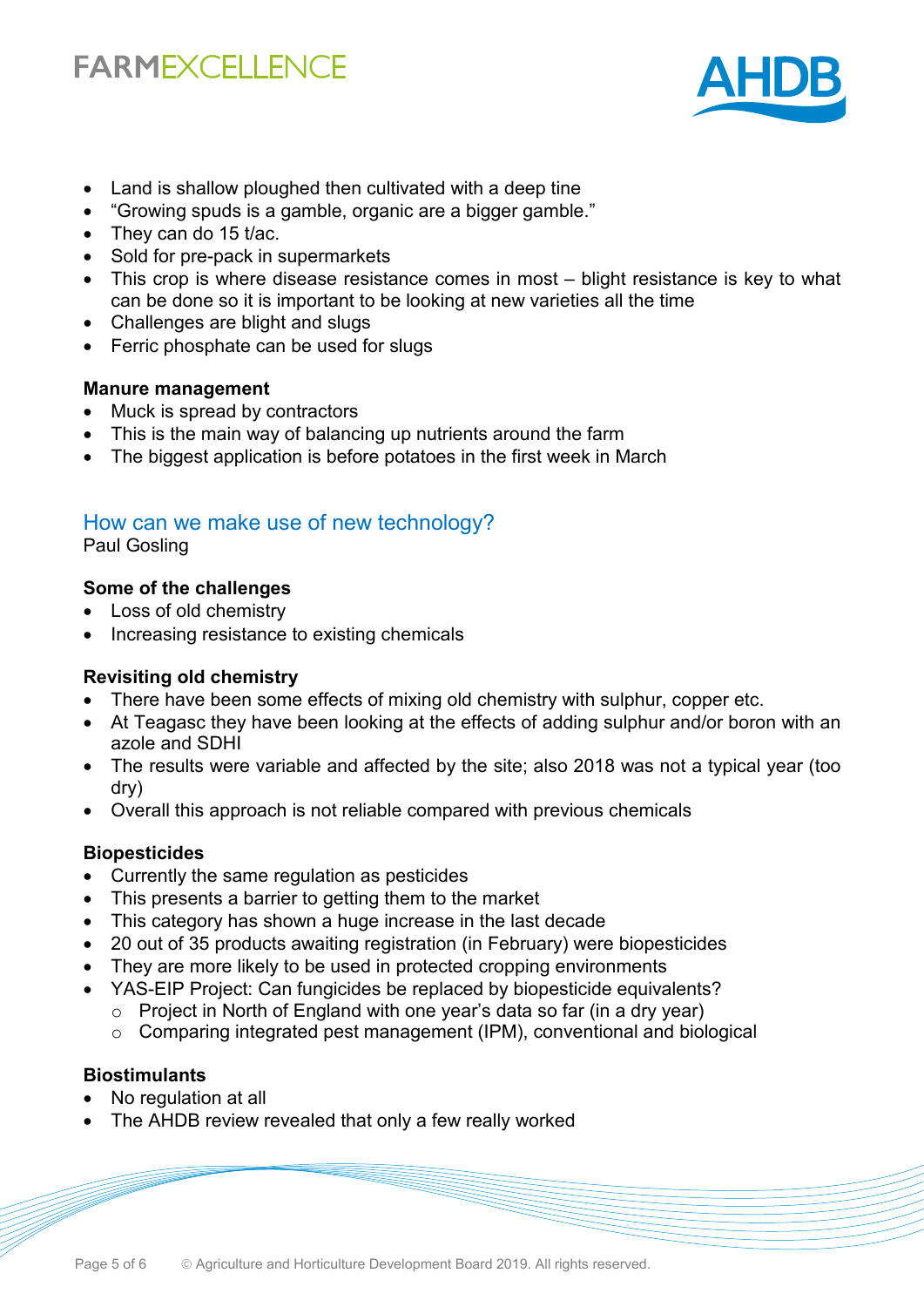- Land is shallow ploughed then cultivated with a deep tine
- "Growing spuds is a gamble, organic are a bigger gamble."
- They can do 15 t/ac.
- Sold for pre-pack in supermarkets
- This crop is where disease resistance comes in most – blight resistance is key to what can be done so it is important to be looking at new varieties all the time
- Challenges are blight and slugs
- Ferric phosphate can be used for slugs

**Manure management**

- Muck is spread by contractors
- This is the main way of balancing up nutrients around the farm
- The biggest application is before potatoes in the first week in March

## How can we make use of new technology?

Paul Gosling

**Some of the challenges**

- Loss of old chemistry
- Increasing resistance to existing chemicals

**Revisiting old chemistry**

- There have been some effects of mixing old chemistry with sulphur, copper etc.
- At Teagasc they have been looking at the effects of adding sulphur and/or boron with an azole and SDHI
- The results were variable and affected by the site; also 2018 was not a typical year (too dry)
- Overall this approach is not reliable compared with previous chemicals

**Biopesticides**

- Currently the same regulation as pesticides
- This presents a barrier to getting them to the market
- This category has shown a huge increase in the last decade
- 20 out of 35 products awaiting registration (in February) were biopesticides
- They are more likely to be used in protected cropping environments
- YAS-EIP Project: Can fungicides be replaced by biopesticide equivalents?
  - Project in North of England with one year's data so far (in a dry year)
  - Comparing integrated pest management (IPM), conventional and biological

**Biostimulants**

- No regulation at all
- The AHDB review revealed that only a few really worked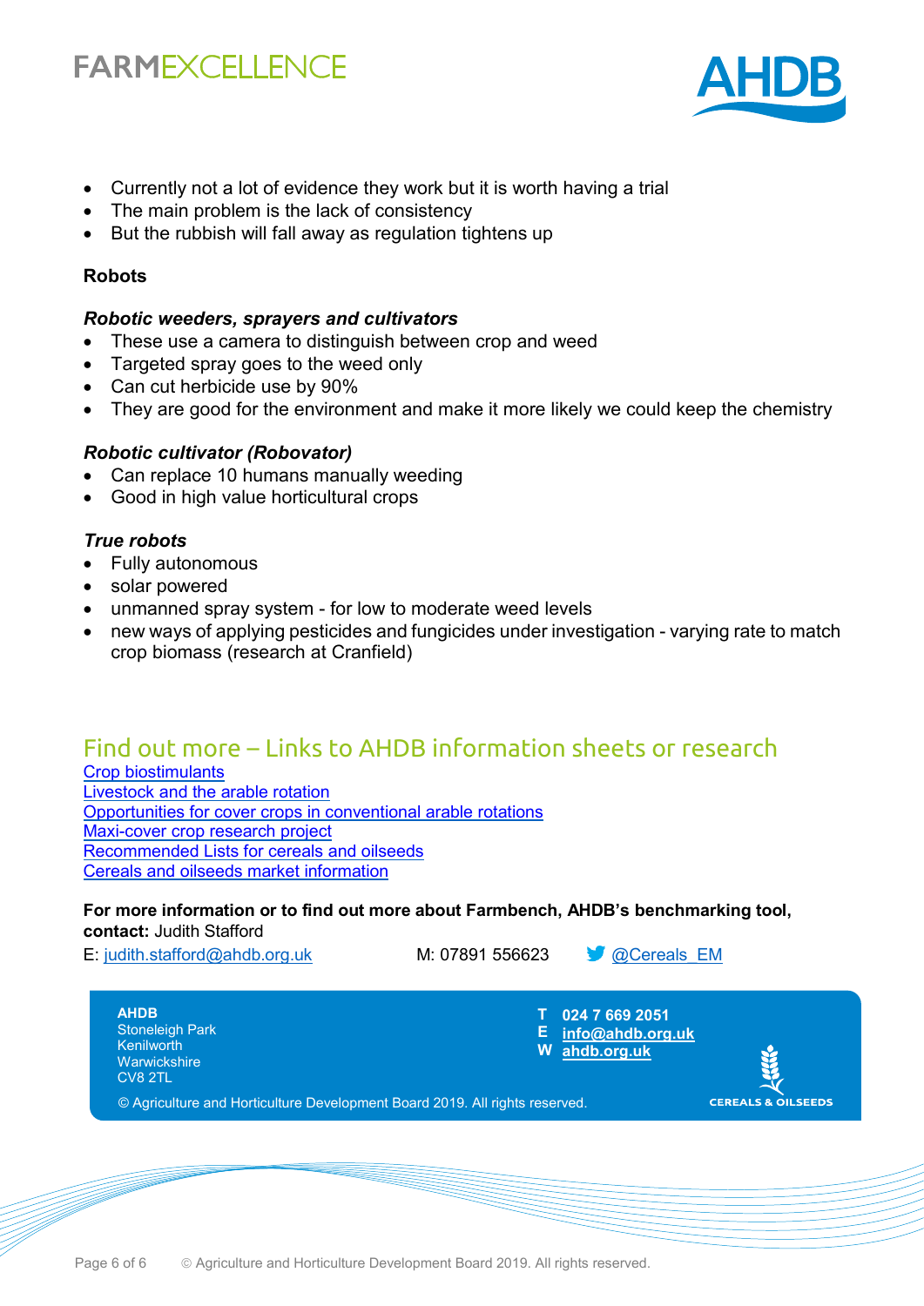- Currently not a lot of evidence they work but it is worth having a trial
- The main problem is the lack of consistency
- But the rubbish will fall away as regulation tightens up

**Robots**

***Robotic weeders, sprayers and cultivators***

- These use a camera to distinguish between crop and weed
- Targeted spray goes to the weed only
- Can cut herbicide use by 90%
- They are good for the environment and make it more likely we could keep the chemistry

***Robotic cultivator (Robovator)***

- Can replace 10 humans manually weeding
- Good in high value horticultural crops

***True robots***

- Fully autonomous
- solar powered
- unmanned spray system - for low to moderate weed levels
- new ways of applying pesticides and fungicides under investigation - varying rate to match crop biomass (research at Cranfield)

## Find out more – Links to AHDB information sheets or research

Crop biostimulants
Livestock and the arable rotation
Opportunities for cover crops in conventional arable rotations
Maxi-cover crop research project
Recommended Lists for cereals and oilseeds
Cereals and oilseeds market information

**For more information or to find out more about Farmbench, AHDB's benchmarking tool, contact:** Judith Stafford

E: judith.stafford@ahdb.org.uk M: 07891 556623 @Cereals_EM

**AHDB**
Stoneleigh Park
Kenilworth
Warwickshire
CV8 2TL

**T** **024 7 669 2051**
**E** **info@ahdb.org.uk**
**W** **ahdb.org.uk**

© Agriculture and Horticulture Development Board 2019. All rights reserved.

CEREALS & OILSEEDS